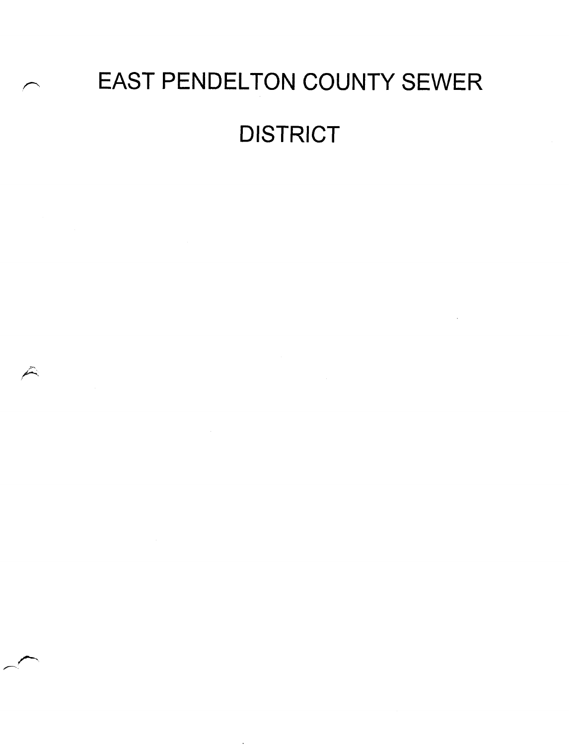# EAST PENDELTON COUNTY SEWER DISTRICT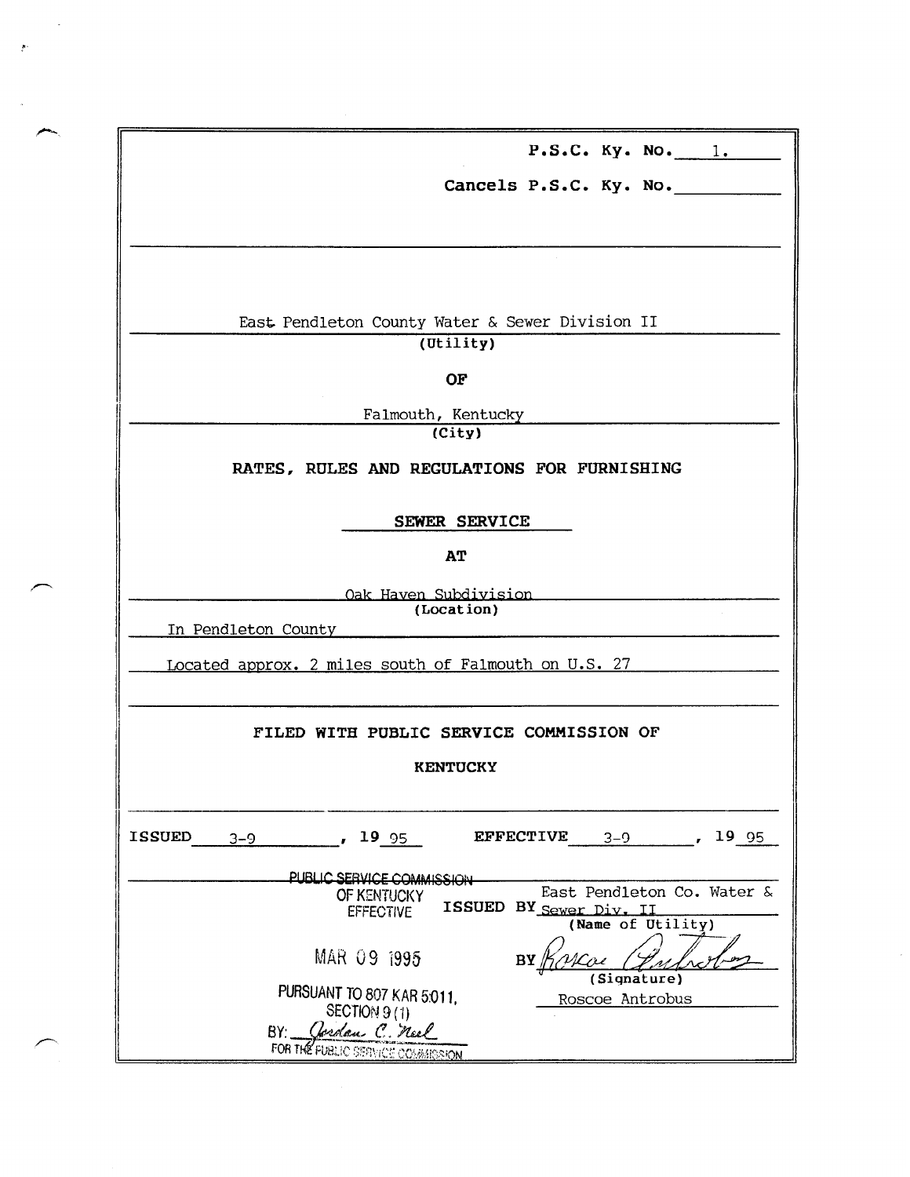P.S.C. Ky. No. 1.

Cancels P.S.C. Ky. No. \_\_\_\_\_\_\_\_\_\_

---

East Pendleton County Water & Sewer Division II
(Utility)

**OF**

Falmouth, Kentucky
(City)

**RATES, RULES AND REGULATIONS FOR FURNISHING**

**SEWER SERVICE**

**AT**

Oak Haven Subdivision
(Location)

In Pendleton County

Located approx. 2 miles south of Falmouth on U.S. 27

---

**FILED WITH PUBLIC SERVICE COMMISSION OF**

**KENTUCKY**

---

**ISSUED** 3-9, 19 95 **EFFECTIVE** 3-9, 19 95

---

PUBLIC SERVICE COMMISSION
OF KENTUCKY
EFFECTIVE

MAR 09 1995

PURSUANT TO 807 KAR 5:011,
SECTION 9 (1)
BY: Jordan C. Neel
FOR THE PUBLIC SERVICE COMMISSION

**ISSUED BY** East Pendleton Co. Water & Sewer Div. II
(Name of Utility)

BY Roscoe Antrobus
(Signature)

Roscoe Antrobus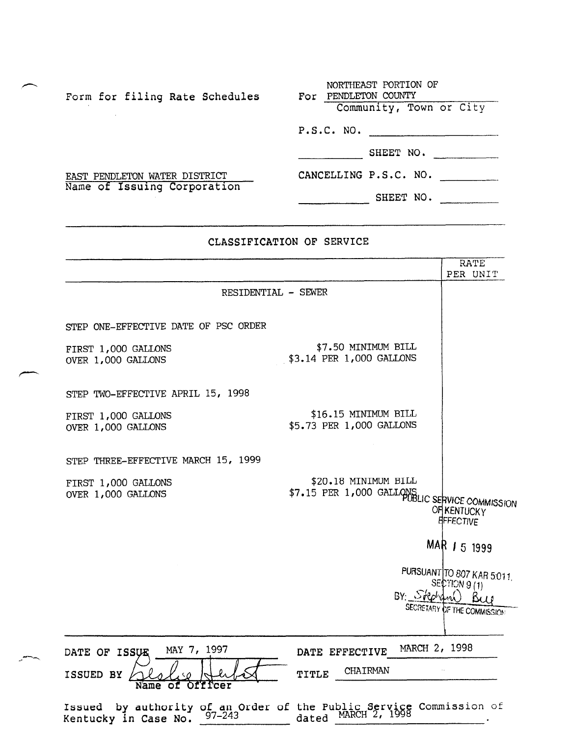Form for filing Rate Schedules

For NORTHEAST PORTION OF PENDLETON COUNTY
Community, Town or City

P.S.C. NO. ______

______ SHEET NO. ______

EAST PENDLETON WATER DISTRICT
Name of Issuing Corporation

CANCELLING P.S.C. NO. ______

______ SHEET NO. ______

## CLASSIFICATION OF SERVICE

| | | RATE PER UNIT |
|---|---|---|
| RESIDENTIAL - SEWER | | |
| STEP ONE-EFFECTIVE DATE OF PSC ORDER | | |
| FIRST 1,000 GALLONS | $7.50 MINIMUM BILL | |
| OVER 1,000 GALLONS | $3.14 PER 1,000 GALLONS | |
| STEP TWO-EFFECTIVE APRIL 15, 1998 | | |
| FIRST 1,000 GALLONS | $16.15 MINIMUM BILL | |
| OVER 1,000 GALLONS | $5.73 PER 1,000 GALLONS | |
| STEP THREE-EFFECTIVE MARCH 15, 1999 | | |
| FIRST 1,000 GALLONS | $20.18 MINIMUM BILL | |
| OVER 1,000 GALLONS | $7.15 PER 1,000 GALLONS | |

PUBLIC SERVICE COMMISSION OF KENTUCKY EFFECTIVE

MAR 15 1999

PURSUANT TO 807 KAR 5:011, SECTION 9 (1)

BY: Stephan Bell
SECRETARY OF THE COMMISSION

DATE OF ISSUE MAY 7, 1997 DATE EFFECTIVE MARCH 2, 1998

ISSUED BY Leslie Herbst TITLE CHAIRMAN
Name of Officer

Issued by authority of an Order of the Public Service Commission of Kentucky in Case No. 97-243 dated MARCH 2, 1998.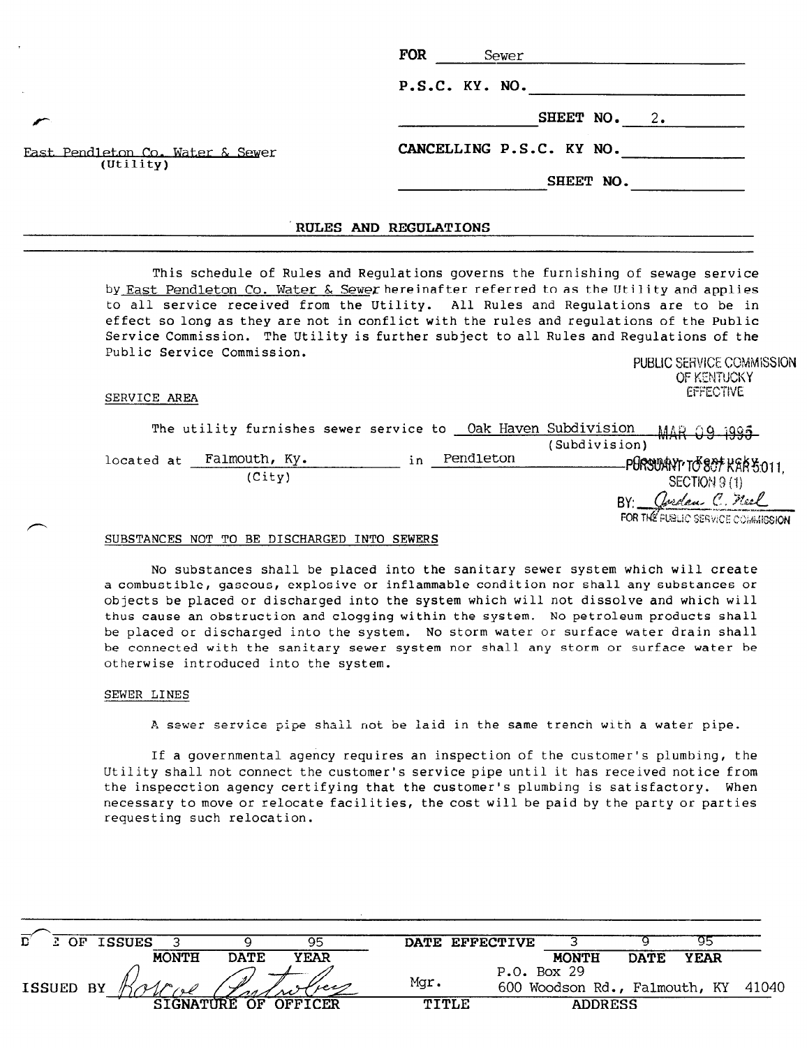| | |
|---|---|
| | **FOR** Sewer |
| | **P.S.C. KY. NO.** |
| | **SHEET NO.** 2. |
| East Pendleton Co. Water & Sewer (Utility) | **CANCELLING P.S.C. KY NO.** |
| | **SHEET NO.** |

## RULES AND REGULATIONS

This schedule of Rules and Regulations governs the furnishing of sewage service by East Pendleton Co. Water & Sewer hereinafter referred to as the Utility and applies to all service received from the Utility. All Rules and Regulations are to be in effect so long as they are not in conflict with the rules and regulations of the Public Service Commission. The Utility is further subject to all Rules and Regulations of the Public Service Commission.

PUBLIC SERVICE COMMISSION OF KENTUCKY EFFECTIVE MAR 09 1995 PURSUANT TO 807 KAR 5:011, SECTION 9 (1) BY: Jordan C. Neel FOR THE PUBLIC SERVICE COMMISSION

### SERVICE AREA

The utility furnishes sewer service to Oak Haven Subdivision (Subdivision) located at Falmouth, Ky. (City) in Pendleton County, Kentucky.

### SUBSTANCES NOT TO BE DISCHARGED INTO SEWERS

No substances shall be placed into the sanitary sewer system which will create a combustible, gaseous, explosive or inflammable condition nor shall any substances or objects be placed or discharged into the system which will not dissolve and which will thus cause an obstruction and clogging within the system. No petroleum products shall be placed or discharged into the system. No storm water or surface water drain shall be connected with the sanitary sewer system nor shall any storm or surface water be otherwise introduced into the system.

### SEWER LINES

A sewer service pipe shall not be laid in the same trench with a water pipe.

If a governmental agency requires an inspection of the customer's plumbing, the Utility shall not connect the customer's service pipe until it has received notice from the inspecction agency certifying that the customer's plumbing is satisfactory. When necessary to move or relocate facilities, the cost will be paid by the party or parties requesting such relocation.

| DATE OF ISSUES | 3 | 9 | 95 | DATE EFFECTIVE | 3 | 9 | 95 |
|---|---|---|---|---|---|---|---|
| | MONTH | DATE | YEAR | | MONTH | DATE | YEAR |

| ISSUED BY | Roscoe Pantroley | Mgr. | P.O. Box 29 600 Woodson Rd., Falmouth, KY 41040 |
|---|---|---|---|
| | SIGNATURE OF OFFICER | TITLE | ADDRESS |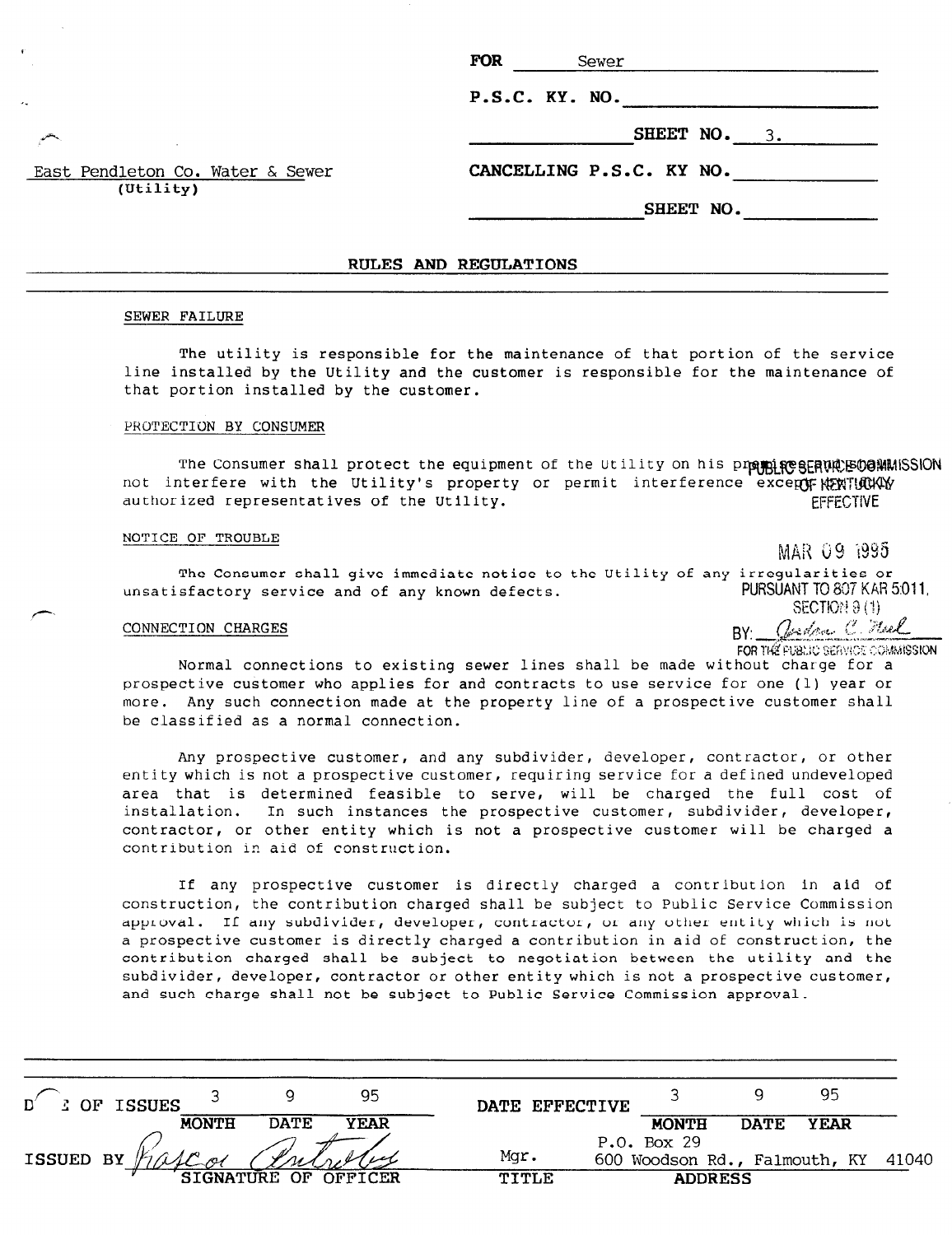East Pendleton Co. Water & Sewer
(Utility)

FOR Sewer

P.S.C. KY. NO.

SHEET NO. 3.

CANCELLING P.S.C. KY NO.

SHEET NO.

## RULES AND REGULATIONS

### SEWER FAILURE

The utility is responsible for the maintenance of that portion of the service line installed by the Utility and the customer is responsible for the maintenance of that portion installed by the customer.

### PROTECTION BY CONSUMER

The Consumer shall protect the equipment of the Utility on his premises and shall not interfere with the Utility's property or permit interference except by authorized representatives of the Utility.

PUBLIC SERVICE COMMISSION
OF KENTUCKY
EFFECTIVE

MAR 09 1995

PURSUANT TO 807 KAR 5:011,
SECTION 9 (1)
BY: Jordan C. Neel
FOR THE PUBLIC SERVICE COMMISSION

### NOTICE OF TROUBLE

The Consumer shall give immediate notice to the Utility of any irregularities or unsatisfactory service and of any known defects.

### CONNECTION CHARGES

Normal connections to existing sewer lines shall be made without charge for a prospective customer who applies for and contracts to use service for one (1) year or more. Any such connection made at the property line of a prospective customer shall be classified as a normal connection.

Any prospective customer, and any subdivider, developer, contractor, or other entity which is not a prospective customer, requiring service for a defined undeveloped area that is determined feasible to serve, will be charged the full cost of installation. In such instances the prospective customer, subdivider, developer, contractor, or other entity which is not a prospective customer will be charged a contribution in aid of construction.

If any prospective customer is directly charged a contribution in aid of construction, the contribution charged shall be subject to Public Service Commission approval. If any subdivider, developer, contractor, or any other entity which is not a prospective customer is directly charged a contribution in aid of construction, the contribution charged shall be subject to negotiation between the utility and the subdivider, developer, contractor or other entity which is not a prospective customer, and such charge shall not be subject to Public Service Commission approval.

| DATE OF ISSUES | 3 | 9 | 95 | DATE EFFECTIVE | 3 | 9 | 95 |
|---|---|---|---|---|---|---|---|
| | MONTH | DATE | YEAR | | MONTH | DATE | YEAR |

ISSUED BY Roscoe Partridge — SIGNATURE OF OFFICER

Mgr. — TITLE

P.O. Box 29
600 Woodson Rd., Falmouth, KY 41040 — ADDRESS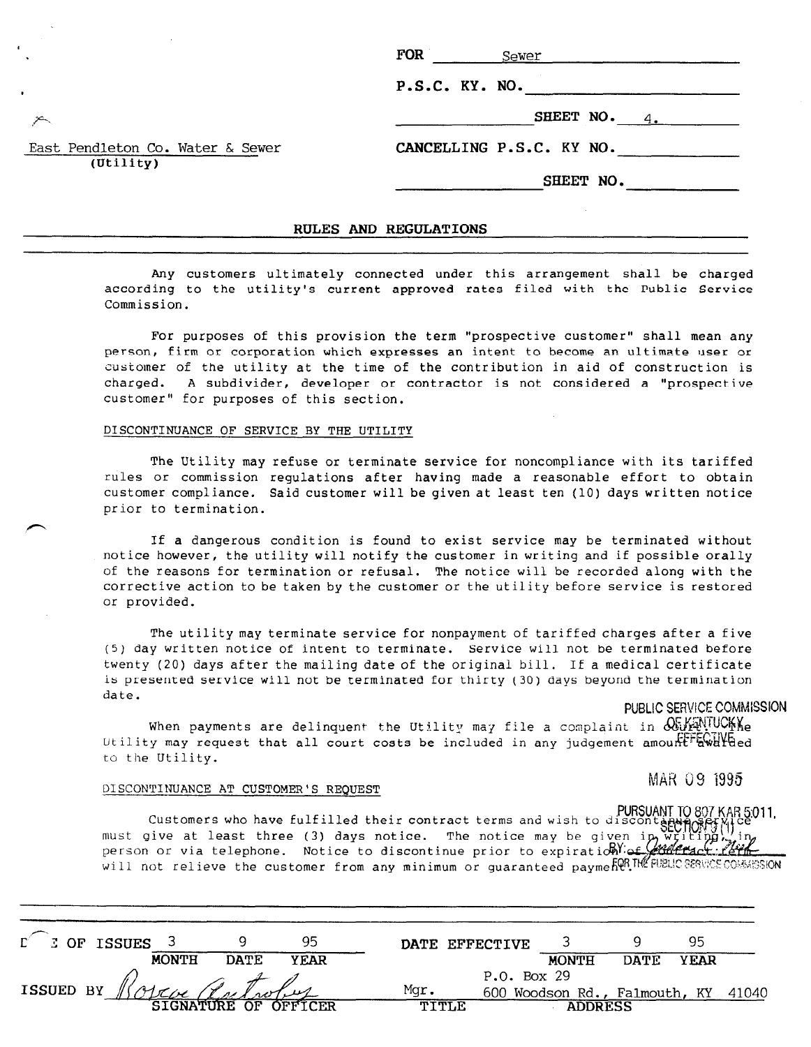East Pendleton Co. Water & Sewer
(Utility)

FOR Sewer

P.S.C. KY. NO.

SHEET NO. 4.

CANCELLING P.S.C. KY NO.

SHEET NO.

## RULES AND REGULATIONS

Any customers ultimately connected under this arrangement shall be charged according to the utility's current approved rates filed with the Public Service Commission.

For purposes of this provision the term "prospective customer" shall mean any person, firm or corporation which expresses an intent to become an ultimate user or customer of the utility at the time of the contribution in aid of construction is charged. A subdivider, developer or contractor is not considered a "prospective customer" for purposes of this section.

### DISCONTINUANCE OF SERVICE BY THE UTILITY

The Utility may refuse or terminate service for noncompliance with its tariffed rules or commission regulations after having made a reasonable effort to obtain customer compliance. Said customer will be given at least ten (10) days written notice prior to termination.

If a dangerous condition is found to exist service may be terminated without notice however, the utility will notify the customer in writing and if possible orally of the reasons for termination or refusal. The notice will be recorded along with the corrective action to be taken by the customer or the utility before service is restored or provided.

The utility may terminate service for nonpayment of tariffed charges after a five (5) day written notice of intent to terminate. Service will not be terminated before twenty (20) days after the mailing date of the original bill. If a medical certificate is presented service will not be terminated for thirty (30) days beyond the termination date.

When payments are delinquent the Utility may file a complaint in court. The Utility may request that all court costs be included in any judgement amount awarded to the Utility.

### DISCONTINUANCE AT CUSTOMER'S REQUEST

Customers who have fulfilled their contract terms and wish to discontinue service must give at least three (3) days notice. The notice may be given in writing, in person or via telephone. Notice to discontinue prior to expiration of contract term will not relieve the customer from any minimum or guaranteed payment.

PUBLIC SERVICE COMMISSION OF KENTUCKY EFFECTIVE
MAR 09 1995
PURSUANT TO 807 KAR 5:011, SECTION 9(1)
BY: [signature]
FOR THE PUBLIC SERVICE COMMISSION

DATE OF ISSUES 3 9 95 (MONTH DATE YEAR)

DATE EFFECTIVE 3 9 95 (MONTH DATE YEAR)

ISSUED BY [signature] (SIGNATURE OF OFFICER) — Mgr. (TITLE) — P.O. Box 29, 600 Woodson Rd., Falmouth, KY 41040 (ADDRESS)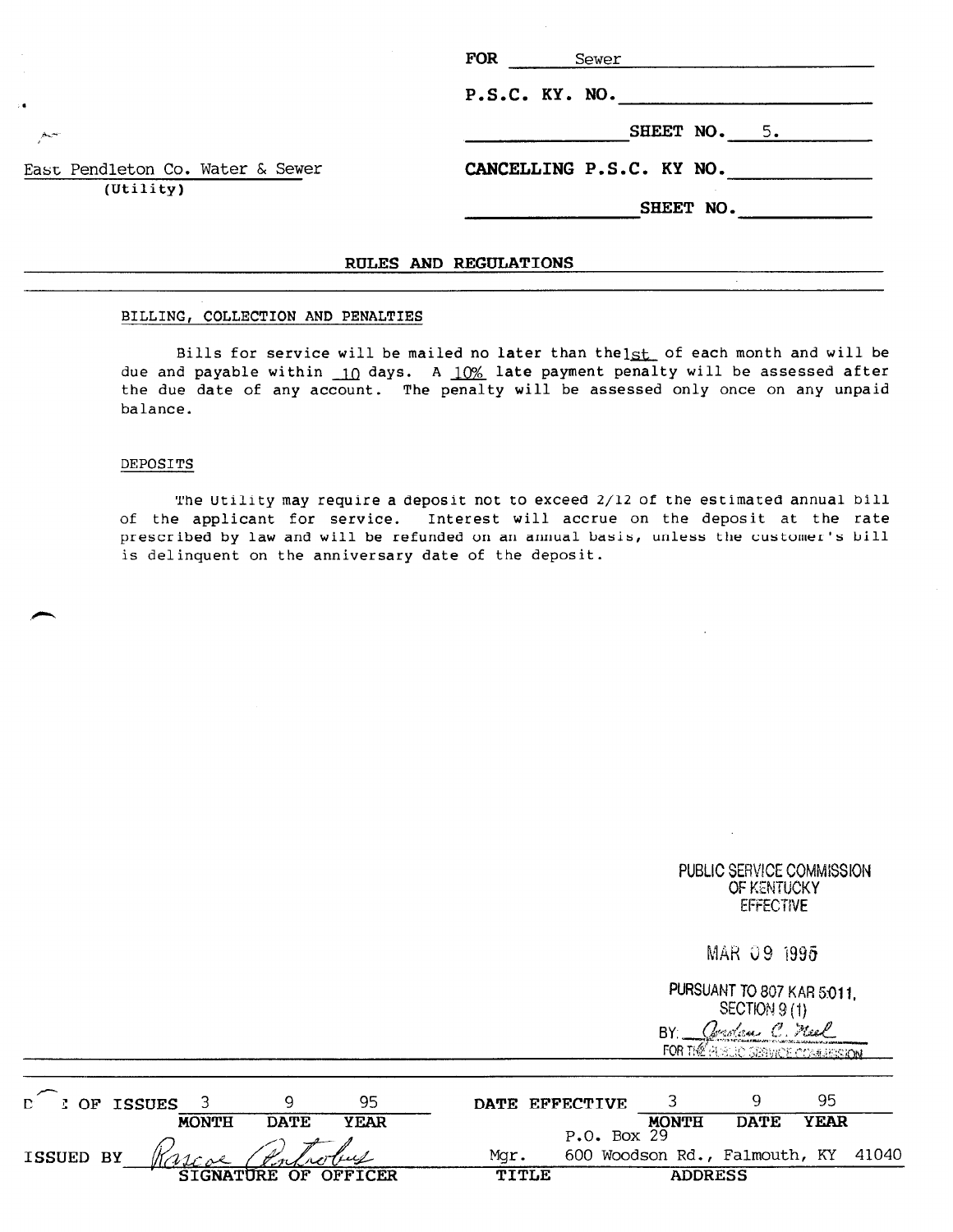East Pendleton Co. Water & Sewer
(Utility)

FOR Sewer

P.S.C. KY. NO. ____________

SHEET NO. 5.

CANCELLING P.S.C. KY NO. ____________

SHEET NO. ____________

## RULES AND REGULATIONS

BILLING, COLLECTION AND PENALTIES

Bills for service will be mailed no later than the 1st of each month and will be due and payable within 10 days. A 10% late payment penalty will be assessed after the due date of any account. The penalty will be assessed only once on any unpaid balance.

DEPOSITS

The Utility may require a deposit not to exceed 2/12 of the estimated annual bill of the applicant for service. Interest will accrue on the deposit at the rate prescribed by law and will be refunded on an annual basis, unless the customer's bill is delinquent on the anniversary date of the deposit.

PUBLIC SERVICE COMMISSION
OF KENTUCKY
EFFECTIVE

MAR 09 1995

PURSUANT TO 807 KAR 5:011,
SECTION 9 (1)
BY: Jordan C. Neel
FOR THE PUBLIC SERVICE COMMISSION

| | | | | | | | |
|---|---|---|---|---|---|---|---|
| DATE OF ISSUES | 3 | 9 | 95 | DATE EFFECTIVE | 3 | 9 | 95 |
| | MONTH | DATE | YEAR | | MONTH | DATE | YEAR |

ISSUED BY Roscoe Antrobus — Mgr. — P.O. Box 29, 600 Woodson Rd., Falmouth, KY 41040

SIGNATURE OF OFFICER — TITLE — ADDRESS